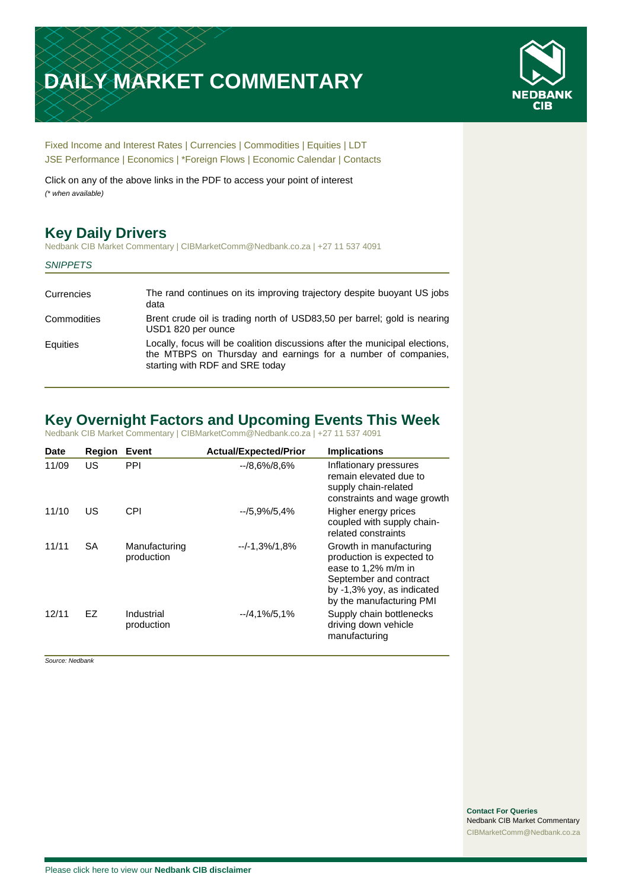# DAILY MARKET COMMENTARY

Fixed Income and Interest Rates | Currencies | Commodities | Equities | LDT
JSE Performance | Economics | *Foreign Flows | Economic Calendar | Contacts

Click on any of the above links in the PDF to access your point of interest
*(* when available)*

## Key Daily Drivers

Nedbank CIB Market Commentary | CIBMarketComm@Nedbank.co.za | +27 11 537 4091

*SNIPPETS*

| | |
|---|---|
| Currencies | The rand continues on its improving trajectory despite buoyant US jobs data |
| Commodities | Brent crude oil is trading north of USD83,50 per barrel; gold is nearing USD1 820 per ounce |
| Equities | Locally, focus will be coalition discussions after the municipal elections, the MTBPS on Thursday and earnings for a number of companies, starting with RDF and SRE today |

## Key Overnight Factors and Upcoming Events This Week

Nedbank CIB Market Commentary | CIBMarketComm@Nedbank.co.za | +27 11 537 4091

| Date | Region | Event | Actual/Expected/Prior | Implications |
|---|---|---|---|---|
| 11/09 | US | PPI | --/8,6%/8,6% | Inflationary pressures remain elevated due to supply chain-related constraints and wage growth |
| 11/10 | US | CPI | --/5,9%/5,4% | Higher energy prices coupled with supply chain-related constraints |
| 11/11 | SA | Manufacturing production | --/-1,3%/1,8% | Growth in manufacturing production is expected to ease to 1,2% m/m in September and contract by -1,3% yoy, as indicated by the manufacturing PMI |
| 12/11 | EZ | Industrial production | --/4,1%/5,1% | Supply chain bottlenecks driving down vehicle manufacturing |

*Source: Nedbank*

**Contact For Queries**
Nedbank CIB Market Commentary
CIBMarketComm@Nedbank.co.za

Please click here to view our **Nedbank CIB disclaimer**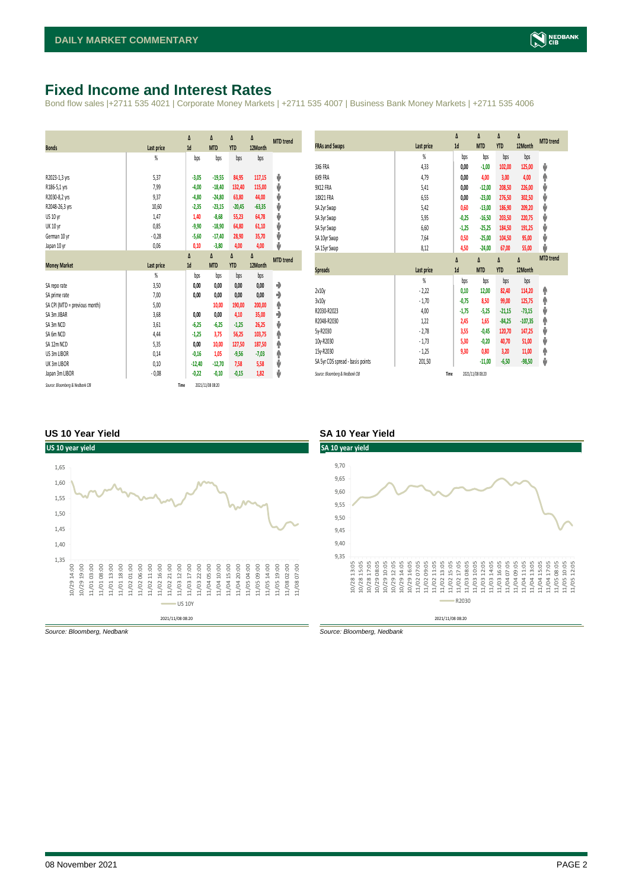# Fixed Income and Interest Rates

Bond flow sales |+2711 535 4021 | Corporate Money Markets | +2711 535 4007 | Business Bank Money Markets | +2711 535 4006

| Bonds | Last price | Δ 1d | Δ MTD | Δ YTD | Δ 12Month | MTD trend |
|---|---|---|---|---|---|---|
| | % | bps | bps | bps | bps | |
| R2023-1,3 yrs | 5,37 | -3,05 | -19,55 | 84,95 | 117,15 | ⬇ |
| R186-5,1 yrs | 7,99 | -4,00 | -18,40 | 132,40 | 115,00 | ⬇ |
| R2030-8,2 yrs | 9,37 | -4,80 | -24,80 | 63,80 | 44,00 | ⬇ |
| R2048-26,3 yrs | 10,60 | -2,35 | -23,15 | -20,45 | -63,35 | ⬇ |
| US 10 yr | 1,47 | 1,40 | -8,68 | 55,23 | 64,78 | ⬇ |
| UK 10 yr | 0,85 | -9,90 | -18,90 | 64,80 | 61,10 | ⬇ |
| German 10 yr | -0,28 | -5,60 | -17,40 | 28,90 | 35,70 | ⬇ |
| Japan 10 yr | 0,06 | 0,10 | -3,80 | 4,00 | 4,00 | ⬇ |

| Money Market | Last price | Δ 1d | Δ MTD | Δ YTD | Δ 12Month | MTD trend |
|---|---|---|---|---|---|---|
| | % | bps | bps | bps | bps | |
| SA repo rate | 3,50 | 0,00 | 0,00 | 0,00 | 0,00 | ➡ |
| SA prime rate | 7,00 | 0,00 | 0,00 | 0,00 | 0,00 | ➡ |
| SA CPI (MTD = previous month) | 5,00 | | 10,00 | 190,00 | 200,00 | ⬆ |
| SA 3m JIBAR | 3,68 | 0,00 | 0,00 | 4,10 | 35,00 | ➡ |
| SA 3m NCD | 3,61 | -6,25 | -6,25 | -1,25 | 26,25 | ⬇ |
| SA 6m NCD | 4,44 | -1,25 | 3,75 | 56,25 | 103,75 | ⬆ |
| SA 12m NCD | 5,35 | 0,00 | 10,00 | 127,50 | 187,50 | ⬆ |
| US 3m LIBOR | 0,14 | -0,16 | 1,05 | -9,56 | -7,03 | ⬆ |
| UK 3m LIBOR | 0,10 | -12,40 | -12,70 | 7,58 | 5,58 | ⬇ |
| Japan 3m LIBOR | -0,08 | -0,22 | -0,10 | -0,15 | 1,82 | ⬇ |

*Source: Bloomberg & Nedbank CIB* Time 2021/11/08 08:20

| FRAs and Swaps | Last price | Δ 1d | Δ MTD | Δ YTD | Δ 12Month | MTD trend |
|---|---|---|---|---|---|---|
| | % | bps | bps | bps | bps | |
| 3X6 FRA | 4,33 | 0,00 | -1,00 | 102,00 | 125,00 | ⬇ |
| 6X9 FRA | 4,79 | 0,00 | 4,00 | 3,00 | 4,00 | ⬆ |
| 9X12 FRA | 5,41 | 0,00 | -12,00 | 208,50 | 226,00 | ⬇ |
| 18X21 FRA | 6,55 | 0,00 | -23,00 | 276,50 | 302,50 | ⬇ |
| SA 2yr Swap | 5,42 | 0,60 | -13,00 | 186,90 | 209,20 | ⬇ |
| SA 3yr Swap | 5,95 | -0,25 | -16,50 | 203,50 | 220,75 | ⬇ |
| SA 5yr Swap | 6,60 | -1,25 | -25,25 | 184,50 | 191,25 | ⬇ |
| SA 10yr Swap | 7,64 | 0,50 | -25,00 | 104,50 | 95,00 | ⬇ |
| SA 15yr Swap | 8,12 | 4,50 | -24,00 | 67,00 | 55,00 | ⬇ |

| Spreads | Last price | Δ 1d | Δ MTD | Δ YTD | Δ 12Month | MTD trend |
|---|---|---|---|---|---|---|
| | % | bps | bps | bps | bps | |
| 2v10y | -2,22 | 0,10 | 12,00 | 82,40 | 114,20 | ⬆ |
| 3v10y | -1,70 | -0,75 | 8,50 | 99,00 | 125,75 | ⬆ |
| R2030-R2023 | 4,00 | -1,75 | -5,25 | -21,15 | -73,15 | ⬇ |
| R2048-R2030 | 1,22 | 2,45 | 1,65 | -84,25 | -107,35 | ⬆ |
| 5y-R2030 | -2,78 | 3,55 | -0,45 | 120,70 | 147,25 | ⬇ |
| 10y-R2030 | -1,73 | 5,30 | -0,20 | 40,70 | 51,00 | ⬇ |
| 15y-R2030 | -1,25 | 9,30 | 0,80 | 3,20 | 11,00 | ⬆ |
| SA 5yr CDS spread - basis points | 201,50 | | -11,00 | -6,50 | -98,50 | ⬇ |

*Source: Bloomberg & Nedbank CIB* Time 2021/11/08 08:20

### US 10 Year Yield

*Source: Bloomberg, Nedbank*

### SA 10 Year Yield

*Source: Bloomberg, Nedbank*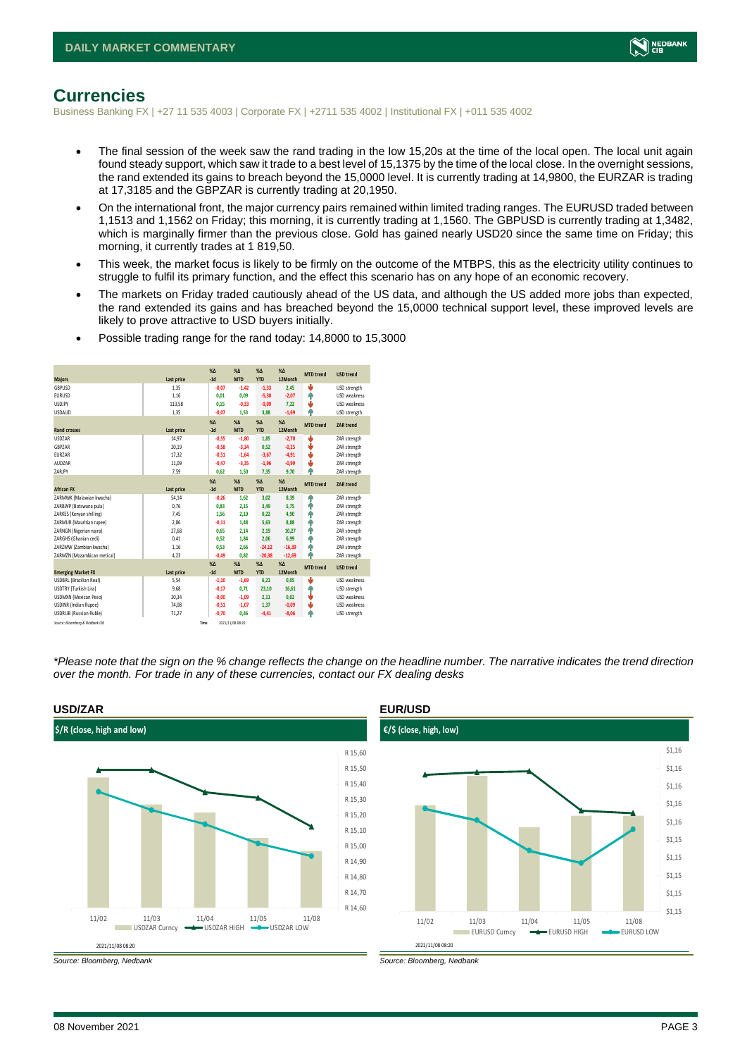## Currencies

Business Banking FX | +27 11 535 4003 | Corporate FX | +2711 535 4002 | Institutional FX | +011 535 4002

- The final session of the week saw the rand trading in the low 15,20s at the time of the local open. The local unit again found steady support, which saw it trade to a best level of 15,1375 by the time of the local close. In the overnight sessions, the rand extended its gains to breach beyond the 15,0000 level. It is currently trading at 14,9800, the EURZAR is trading at 17,3185 and the GBPZAR is currently trading at 20,1950.
- On the international front, the major currency pairs remained within limited trading ranges. The EURUSD traded between 1,1513 and 1,1562 on Friday; this morning, it is currently trading at 1,1560. The GBPUSD is currently trading at 1,3482, which is marginally firmer than the previous close. Gold has gained nearly USD20 since the same time on Friday; this morning, it currently trades at 1 819,50.
- This week, the market focus is likely to be firmly on the outcome of the MTBPS, this as the electricity utility continues to struggle to fulfil its primary function, and the effect this scenario has on any hope of an economic recovery.
- The markets on Friday traded cautiously ahead of the US data, and although the US added more jobs than expected, the rand extended its gains and has breached beyond the 15,0000 technical support level, these improved levels are likely to prove attractive to USD buyers initially.
- Possible trading range for the rand today: 14,8000 to 15,3000

| Majors | Last price | %Δ -1d | %Δ MTD | %Δ YTD | %Δ 12Month | MTD trend | USD trend |
|---|---|---|---|---|---|---|---|
| GBPUSD | 1,35 | -0,07 | -1,42 | -1,33 | 2,45 | ↓ | USD strength |
| EURUSD | 1,16 | 0,01 | 0,09 | -5,30 | -2,07 | ↑ | USD weakness |
| USDJPY | 113,58 | 0,15 | -0,33 | -9,09 | 7,22 | ↓ | USD weakness |
| USDAUD | 1,35 | -0,07 | 1,53 | 3,88 | -1,69 | ↑ | USD strength |
| **Rand crosses** | **Last price** | **%Δ -1d** | **%Δ MTD** | **%Δ YTD** | **%Δ 12Month** | **MTD trend** | **ZAR trend** |
| USDZAR | 14,97 | -0,55 | -1,80 | 1,85 | -2,70 | ↓ | ZAR strength |
| GBPZAR | 20,19 | -0,58 | -3,34 | 0,52 | -0,25 | ↓ | ZAR strength |
| EURZAR | 17,32 | -0,51 | -1,64 | -3,67 | -4,91 | ↓ | ZAR strength |
| AUDZAR | 11,09 | -0,47 | -3,35 | -1,96 | -0,99 | ↓ | ZAR strength |
| ZARJPY | 7,59 | 0,62 | 1,50 | 7,35 | 9,70 | ↑ | ZAR strength |
| **African FX** | **Last price** | **%Δ -1d** | **%Δ MTD** | **%Δ YTD** | **%Δ 12Month** | **MTD trend** | **ZAR trend** |
| ZARMWK (Malawian kwacha) | 54,14 | -0,26 | 1,62 | 3,02 | 8,39 | ↑ | ZAR strength |
| ZARBWP (Botswana pula) | 0,76 | 0,83 | 2,15 | 3,49 | 5,75 | ↑ | ZAR strength |
| ZARKES (Kenyan shilling) | 7,45 | 1,56 | 2,10 | 0,22 | 4,90 | ↑ | ZAR strength |
| ZARMUR (Mauritian rupee) | 2,86 | -0,11 | 1,48 | 5,63 | 8,88 | ↑ | ZAR strength |
| ZARNGN (Nigerian naira) | 27,68 | 0,65 | 2,14 | 2,19 | 10,27 | ↑ | ZAR strength |
| ZARGHS (Ghanian cedi) | 0,41 | 0,52 | 1,84 | 2,06 | 6,99 | ↑ | ZAR strength |
| ZARZMW (Zambian kwacha) | 1,16 | 0,53 | 2,66 | -24,12 | -16,39 | ↑ | ZAR strength |
| ZARMZN (Mozambican metical) | 4,23 | -0,49 | 0,82 | -20,38 | -12,69 | ↑ | ZAR strength |
| **Emerging Market FX** | **Last price** | **%Δ -1d** | **%Δ MTD** | **%Δ YTD** | **%Δ 12Month** | **MTD trend** | **USD trend** |
| USDBRL (Brazilian Real) | 5,54 | -1,10 | -1,69 | 6,21 | 0,05 | ↓ | USD weakness |
| USDTRY (Turkish Lira) | 9,68 | -0,17 | 0,71 | 23,10 | 16,61 | ↑ | USD strength |
| USDMXN (Mexican Peso) | 20,34 | -0,00 | -1,09 | 2,11 | 0,02 | ↓ | USD weakness |
| USDINR (Indian Rupee) | 74,08 | -0,51 | -1,07 | 1,37 | -0,09 | ↓ | USD weakness |
| USDRUB (Russian Ruble) | 71,27 | -0,70 | 0,46 | -4,41 | -8,06 | ↑ | USD strength |

Source: Bloomberg & Nedbank CIB    Time 2021/11/08 08:20

*\*Please note that the sign on the % change reflects the change on the headline number. The narrative indicates the trend direction over the month. For trade in any of these currencies, contact our FX dealing desks*

### USD/ZAR

$/R (close, high and low)

2021/11/08 08:20

Source: Bloomberg, Nedbank

### EUR/USD

€/$ (close, high, low)

2021/11/08 08:20

Source: Bloomberg, Nedbank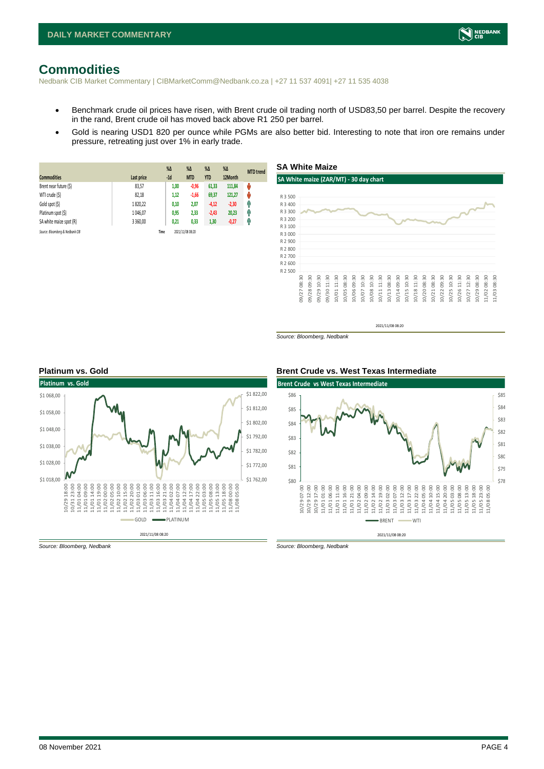# Commodities

Nedbank CIB Market Commentary | CIBMarketComm@Nedbank.co.za | +27 11 537 4091| +27 11 535 4038

- Benchmark crude oil prices have risen, with Brent crude oil trading north of USD83,50 per barrel. Despite the recovery in the rand, Brent crude oil has moved back above R1 250 per barrel.
- Gold is nearing USD1 820 per ounce while PGMs are also better bid. Interesting to note that iron ore remains under pressure, retreating just over 1% in early trade.

| Commodities | Last price | %Δ -1d | %Δ MTD | %Δ YTD | %Δ 12Month | MTD trend |
|---|---|---|---|---|---|---|
| Brent near future ($) | 83,57 | 1,00 | -0,96 | 61,33 | 111,84 | ↓ |
| WTI crude ($) | 82,18 | 1,12 | -1,66 | 69,37 | 121,27 | ↓ |
| Gold spot ($) | 1 820,22 | 0,10 | 2,07 | -4,12 | -2,30 | ↑ |
| Platinum spot ($) | 1 046,07 | 0,95 | 2,33 | -2,43 | 20,23 | ↑ |
| SA white maize spot (R) | 3 360,00 | 0,21 | 0,33 | 1,30 | -0,27 | ↑ |

*Source: Bloomberg & Nedbank CIB* Time 2021/11/08 08:20

### SA White Maize

*Source: Bloomberg, Nedbank*

### Platinum vs. Gold

*Source: Bloomberg, Nedbank*

### Brent Crude vs. West Texas Intermediate

*Source: Bloomberg, Nedbank*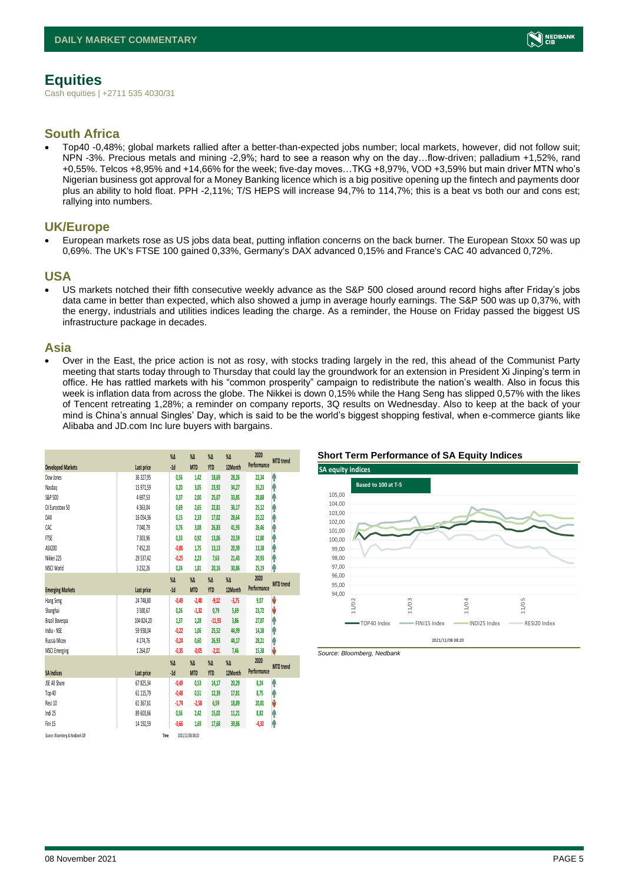# Equities

Cash equities | +2711 535 4030/31

## South Africa

- Top40 -0,48%; global markets rallied after a better-than-expected jobs number; local markets, however, did not follow suit; NPN -3%. Precious metals and mining -2,9%; hard to see a reason why on the day…flow-driven; palladium +1,52%, rand +0,55%. Telcos +8,95% and +14,66% for the week; five-day moves…TKG +8,97%, VOD +3,59% but main driver MTN who's Nigerian business got approval for a Money Banking licence which is a big positive opening up the fintech and payments door plus an ability to hold float. PPH -2,11%; T/S HEPS will increase 94,7% to 114,7%; this is a beat vs both our and cons est; rallying into numbers.

## UK/Europe

- European markets rose as US jobs data beat, putting inflation concerns on the back burner. The European Stoxx 50 was up 0,69%. The UK's FTSE 100 gained 0,33%, Germany's DAX advanced 0,15% and France's CAC 40 advanced 0,72%.

## USA

- US markets notched their fifth consecutive weekly advance as the S&P 500 closed around record highs after Friday's jobs data came in better than expected, which also showed a jump in average hourly earnings. The S&P 500 was up 0,37%, with the energy, industrials and utilities indices leading the charge. As a reminder, the House on Friday passed the biggest US infrastructure package in decades.

## Asia

- Over in the East, the price action is not as rosy, with stocks trading largely in the red, this ahead of the Communist Party meeting that starts today through to Thursday that could lay the groundwork for an extension in President Xi Jinping's term in office. He has rattled markets with his "common prosperity" campaign to redistribute the nation's wealth. Also in focus this week is inflation data from across the globe. The Nikkei is down 0,15% while the Hang Seng has slipped 0,57% with the likes of Tencent retreating 1,28%; a reminder on company reports, 3Q results on Wednesday. Also to keep at the back of your mind is China's annual Singles' Day, which is said to be the world's biggest shopping festival, when e-commerce giants like Alibaba and JD.com Inc lure buyers with bargains.

| Developed Markets | Last price | %Δ -1d | %Δ MTD | %Δ YTD | %Δ 12Month | 2020 Performance | MTD trend |
|---|---|---|---|---|---|---|---|
| Dow Jones | 36 327,95 | 0,56 | 1,42 | 18,69 | 28,26 | 22,34 | ↑ |
| Nasdaq | 15 971,59 | 0,20 | 3,05 | 23,92 | 34,27 | 35,23 | ↑ |
| S&P 500 | 4 697,53 | 0,37 | 2,00 | 25,07 | 33,85 | 28,88 | ↑ |
| DJ Eurostoxx 50 | 4 363,04 | 0,69 | 2,65 | 22,81 | 36,17 | 25,12 | ↑ |
| DAX | 16 054,36 | 0,15 | 2,33 | 17,02 | 28,64 | 25,22 | ↑ |
| CAC | 7 040,79 | 0,76 | 3,08 | 26,83 | 41,93 | 26,46 | ↑ |
| FTSE | 7 303,96 | 0,33 | 0,92 | 13,06 | 23,59 | 12,00 | ↑ |
| ASX200 | 7 452,20 | -0,06 | 1,75 | 13,13 | 20,39 | 13,38 | ↑ |
| Nikkei 225 | 29 537,42 | -0,25 | 2,23 | 7,63 | 21,43 | 20,93 | ↑ |
| MSCI World | 3 232,26 | 0,24 | 1,81 | 20,16 | 30,86 | 25,19 | ↑ |
| **Emerging Markets** | **Last price** | **%Δ -1d** | **%Δ MTD** | **%Δ YTD** | **%Δ 12Month** | **2020 Performance** | **MTD trend** |
| Hang Seng | 24 748,80 | -0,49 | -2,48 | -9,12 | -3,75 | 9,07 | ↓ |
| Shanghai | 3 500,67 | 0,26 | -1,32 | 0,79 | 5,69 | 23,72 | ↓ |
| Brazil Bovespa | 104 824,20 | 1,37 | 1,28 | -11,93 | 3,86 | 27,07 | ↑ |
| India - NSE | 59 938,04 | -0,22 | 1,06 | 25,52 | 44,99 | 14,38 | ↑ |
| Russia Micex | 4 174,76 | -0,24 | 0,60 | 26,93 | 44,17 | 28,21 | ↑ |
| MSCI Emerging | 1 264,07 | -0,35 | -0,05 | -2,11 | 7,46 | 15,38 | ↓ |
| **SA Indices** | **Last price** | **%Δ -1d** | **%Δ MTD** | **%Δ YTD** | **%Δ 12Month** | **2020 Performance** | **MTD trend** |
| JSE All Share | 67 825,34 | -0,49 | 0,53 | 14,17 | 20,29 | 8,24 | ↑ |
| Top 40 | 61 115,79 | -0,48 | 0,51 | 12,39 | 17,81 | 8,75 | ↑ |
| Resi 10 | 61 367,61 | -1,74 | -2,58 | 6,59 | 18,89 | 20,01 | ↓ |
| Indi 25 | 89 603,66 | 0,56 | 2,42 | 15,02 | 11,21 | 8,82 | ↑ |
| Fini 15 | 14 192,59 | -0,66 | 1,69 | 17,68 | 39,86 | -4,30 | ↑ |

Source: Bloomberg & Nedbank CIB — Time 2021/11/08 08:20

**Short Term Performance of SA Equity Indices**

Source: Bloomberg, Nedbank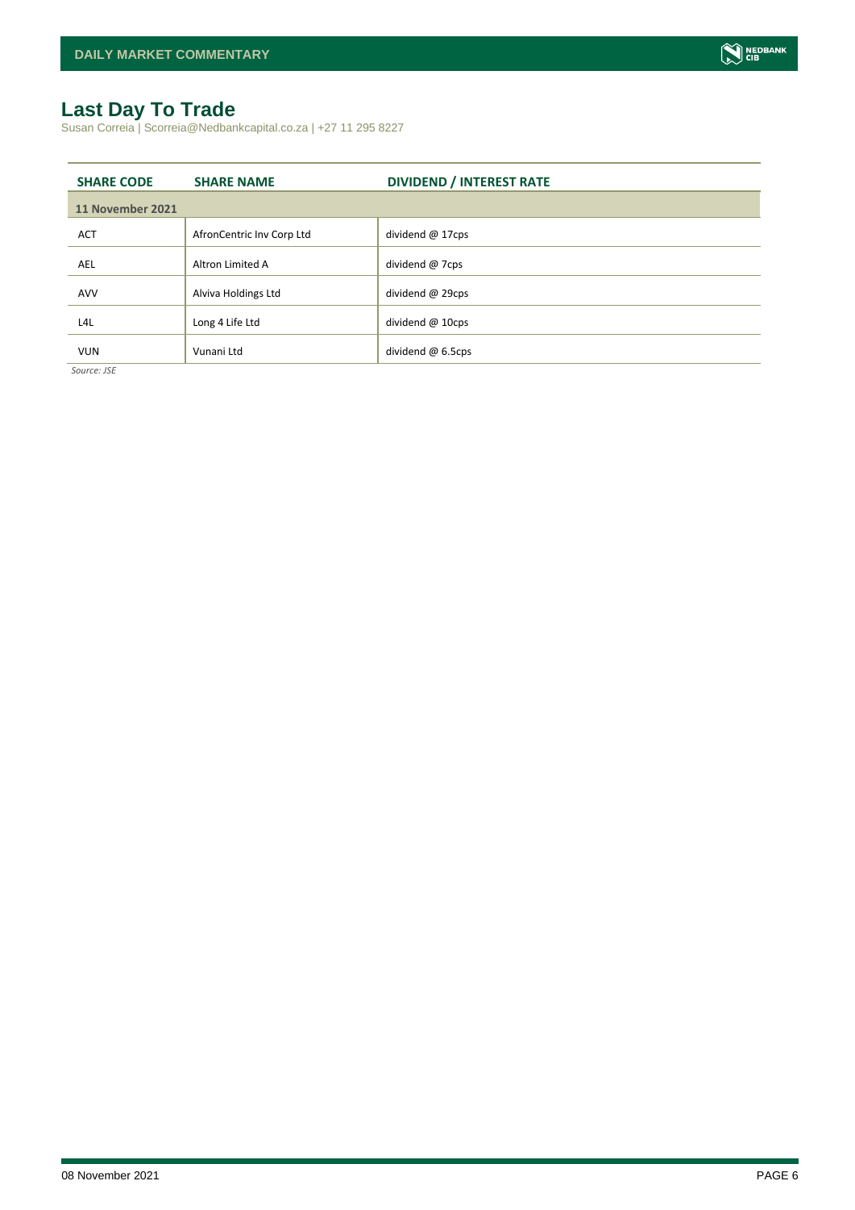## Last Day To Trade

Susan Correia | Scorreia@Nedbankcapital.co.za | +27 11 295 8227

| SHARE CODE | SHARE NAME | DIVIDEND / INTEREST RATE |
|---|---|---|
| **11 November 2021** | | |
| ACT | AfronCentric Inv Corp Ltd | dividend @ 17cps |
| AEL | Altron Limited A | dividend @ 7cps |
| AVV | Alviva Holdings Ltd | dividend @ 29cps |
| L4L | Long 4 Life Ltd | dividend @ 10cps |
| VUN | Vunani Ltd | dividend @ 6.5cps |

*Source: JSE*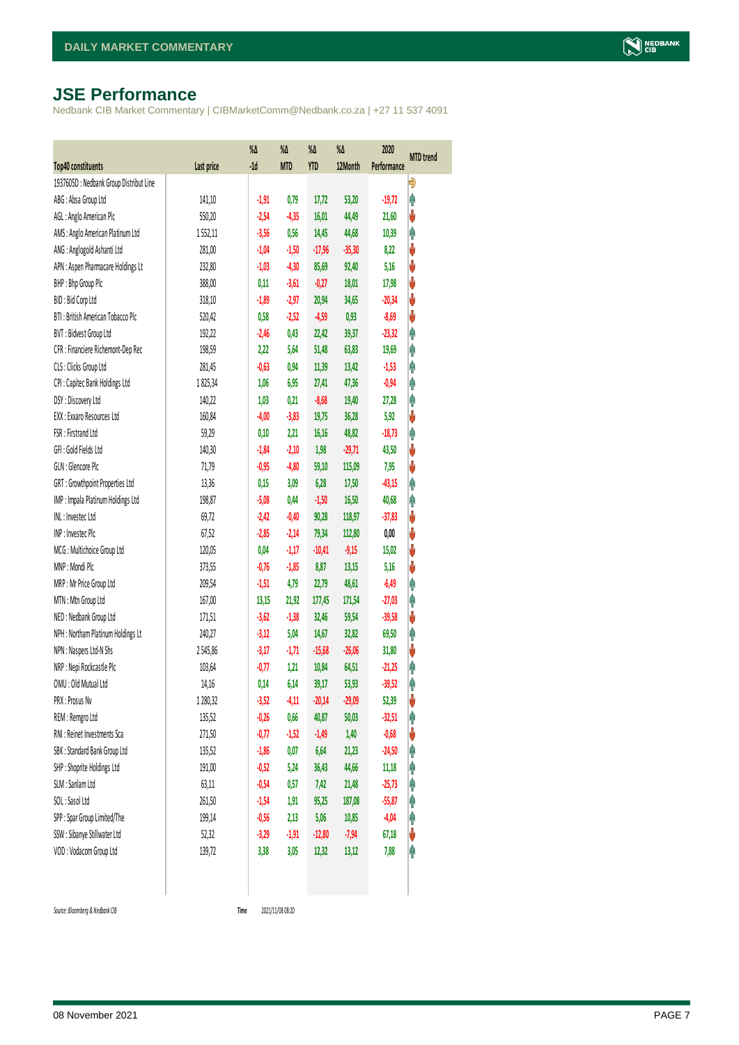## JSE Performance

Nedbank CIB Market Commentary | CIBMarketComm@Nedbank.co.za | +27 11 537 4091

| Top40 constituents | Last price | %Δ -1d | %Δ MTD | %Δ YTD | %Δ 12Month | 2020 Performance | MTD trend |
|---|---|---|---|---|---|---|---|
| 1937605D : Nedbank Group Distribut Line | | | | | | | |
| ABG : Absa Group Ltd | 141,10 | -1,91 | 0,79 | 17,72 | 53,20 | -19,72 | |
| AGL : Anglo American Plc | 550,20 | -2,54 | -4,35 | 16,01 | 44,49 | 21,60 | |
| AMS : Anglo American Platinum Ltd | 1 552,11 | -3,56 | 0,56 | 14,45 | 44,68 | 10,39 | |
| ANG : Anglogold Ashanti Ltd | 281,00 | -1,04 | -1,50 | -17,96 | -35,30 | 8,22 | |
| APN : Aspen Pharmacare Holdings Lt | 232,80 | -1,03 | -4,30 | 85,69 | 92,40 | 5,16 | |
| BHP : Bhp Group Plc | 388,00 | 0,11 | -3,61 | -0,27 | 18,01 | 17,98 | |
| BID : Bid Corp Ltd | 318,10 | -1,89 | -2,97 | 20,94 | 34,65 | -20,34 | |
| BTI : British American Tobacco Plc | 520,42 | 0,58 | -2,52 | -4,59 | 0,93 | -8,69 | |
| BVT : Bidvest Group Ltd | 192,22 | -2,46 | 0,43 | 22,42 | 39,37 | -23,32 | |
| CFR : Financiere Richemont-Dep Rec | 198,59 | 2,22 | 5,64 | 51,48 | 63,83 | 19,69 | |
| CLS : Clicks Group Ltd | 281,45 | -0,63 | 0,94 | 11,39 | 13,42 | -1,53 | |
| CPI : Capitec Bank Holdings Ltd | 1 825,34 | 1,06 | 6,95 | 27,41 | 47,36 | -0,94 | |
| DSY : Discovery Ltd | 140,22 | 1,03 | 0,21 | -8,68 | 19,40 | 27,28 | |
| EXX : Exxaro Resources Ltd | 160,84 | -4,00 | -3,83 | 19,75 | 36,28 | 5,92 | |
| FSR : Firstrand Ltd | 59,29 | 0,10 | 2,21 | 16,16 | 48,82 | -18,73 | |
| GFI : Gold Fields Ltd | 140,30 | -1,84 | -2,10 | 1,98 | -29,71 | 43,50 | |
| GLN : Glencore Plc | 71,79 | -0,95 | -4,80 | 59,10 | 115,09 | 7,95 | |
| GRT : Growthpoint Properties Ltd | 13,36 | 0,15 | 3,09 | 6,28 | 17,50 | -43,15 | |
| IMP : Impala Platinum Holdings Ltd | 198,87 | -5,08 | 0,44 | -1,50 | 16,50 | 40,68 | |
| INL : Investec Ltd | 69,72 | -2,42 | -0,40 | 90,28 | 118,97 | -37,83 | |
| INP : Investec Plc | 67,52 | -2,85 | -2,14 | 79,34 | 112,80 | 0,00 | |
| MCG : Multichoice Group Ltd | 120,05 | 0,04 | -1,17 | -10,41 | -9,15 | 15,02 | |
| MNP : Mondi Plc | 373,55 | -0,76 | -1,85 | 8,87 | 13,15 | 5,16 | |
| MRP : Mr Price Group Ltd | 209,54 | -1,51 | 4,79 | 22,79 | 48,61 | -6,49 | |
| MTN : Mtn Group Ltd | 167,00 | 13,15 | 21,92 | 177,45 | 171,54 | -27,03 | |
| NED : Nedbank Group Ltd | 171,51 | -3,62 | -1,38 | 32,46 | 59,54 | -39,58 | |
| NPH : Northam Platinum Holdings Lt | 240,27 | -3,12 | 5,04 | 14,67 | 32,82 | 69,50 | |
| NPN : Naspers Ltd-N Shs | 2 545,86 | -3,17 | -1,71 | -15,68 | -26,06 | 31,80 | |
| NRP : Nepi Rockcastle Plc | 103,64 | -0,77 | 1,21 | 10,84 | 64,51 | -21,25 | |
| OMU : Old Mutual Ltd | 14,16 | 0,14 | 6,14 | 39,17 | 53,93 | -39,52 | |
| PRX : Prosus Nv | 1 280,32 | -3,52 | -4,11 | -20,14 | -29,09 | 52,39 | |
| REM : Remgro Ltd | 135,52 | -0,26 | 0,66 | 40,87 | 50,03 | -32,51 | |
| RNI : Reinet Investments Sca | 271,50 | -0,77 | -1,52 | -1,49 | 1,40 | -0,68 | |
| SBK : Standard Bank Group Ltd | 135,52 | -1,86 | 0,07 | 6,64 | 21,23 | -24,50 | |
| SHP : Shoprite Holdings Ltd | 191,00 | -0,52 | 5,24 | 36,43 | 44,66 | 11,18 | |
| SLM : Sanlam Ltd | 63,11 | -0,54 | 0,57 | 7,42 | 21,48 | -25,73 | |
| SOL : Sasol Ltd | 261,50 | -1,54 | 1,91 | 95,25 | 187,08 | -55,87 | |
| SPP : Spar Group Limited/The | 199,14 | -0,56 | 2,13 | 5,06 | 10,85 | -4,04 | |
| SSW : Sibanye Stillwater Ltd | 52,32 | -3,29 | -1,91 | -12,80 | -7,94 | 67,18 | |
| VOD : Vodacom Group Ltd | 139,72 | 3,38 | 3,05 | 12,32 | 13,12 | 7,88 | |

*Source: Bloomberg & Nedbank CIB* Time 2021/11/08 08:20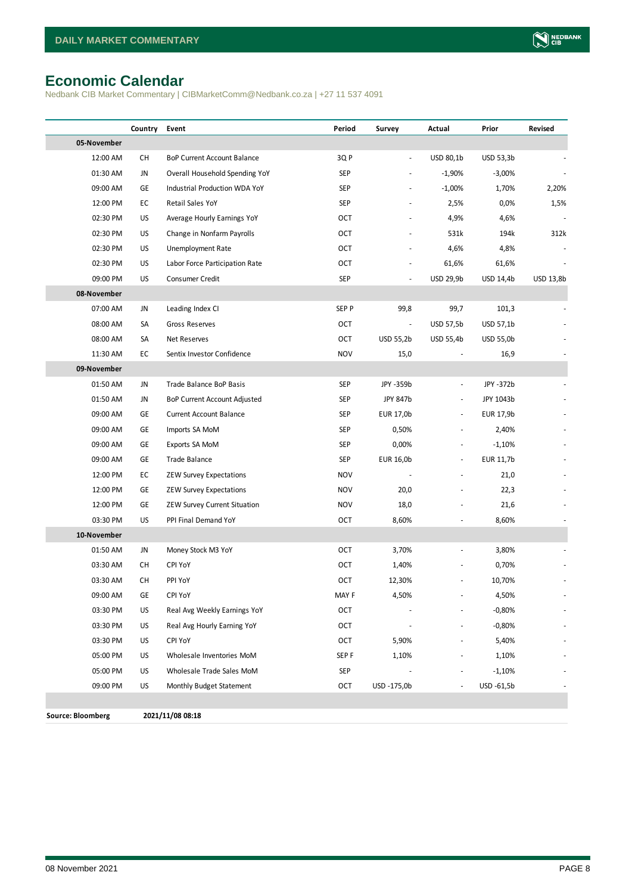# Economic Calendar

Nedbank CIB Market Commentary | CIBMarketComm@Nedbank.co.za | +27 11 537 4091

| | Country | Event | Period | Survey | Actual | Prior | Revised |
|---|---|---|---|---|---|---|---|
| **05-November** | | | | | | | |
| 12:00 AM | CH | BoP Current Account Balance | 3Q P | - | USD 80,1b | USD 53,3b | - |
| 01:30 AM | JN | Overall Household Spending YoY | SEP | - | -1,90% | -3,00% | - |
| 09:00 AM | GE | Industrial Production WDA YoY | SEP | - | -1,00% | 1,70% | 2,20% |
| 12:00 PM | EC | Retail Sales YoY | SEP | - | 2,5% | 0,0% | 1,5% |
| 02:30 PM | US | Average Hourly Earnings YoY | OCT | - | 4,9% | 4,6% | - |
| 02:30 PM | US | Change in Nonfarm Payrolls | OCT | - | 531k | 194k | 312k |
| 02:30 PM | US | Unemployment Rate | OCT | - | 4,6% | 4,8% | - |
| 02:30 PM | US | Labor Force Participation Rate | OCT | - | 61,6% | 61,6% | - |
| 09:00 PM | US | Consumer Credit | SEP | - | USD 29,9b | USD 14,4b | USD 13,8b |
| **08-November** | | | | | | | |
| 07:00 AM | JN | Leading Index CI | SEP P | 99,8 | 99,7 | 101,3 | - |
| 08:00 AM | SA | Gross Reserves | OCT | - | USD 57,5b | USD 57,1b | - |
| 08:00 AM | SA | Net Reserves | OCT | USD 55,2b | USD 55,4b | USD 55,0b | - |
| 11:30 AM | EC | Sentix Investor Confidence | NOV | 15,0 | - | 16,9 | - |
| **09-November** | | | | | | | |
| 01:50 AM | JN | Trade Balance BoP Basis | SEP | JPY -359b | - | JPY -372b | - |
| 01:50 AM | JN | BoP Current Account Adjusted | SEP | JPY 847b | - | JPY 1043b | - |
| 09:00 AM | GE | Current Account Balance | SEP | EUR 17,0b | - | EUR 17,9b | - |
| 09:00 AM | GE | Imports SA MoM | SEP | 0,50% | - | 2,40% | - |
| 09:00 AM | GE | Exports SA MoM | SEP | 0,00% | - | -1,10% | - |
| 09:00 AM | GE | Trade Balance | SEP | EUR 16,0b | - | EUR 11,7b | - |
| 12:00 PM | EC | ZEW Survey Expectations | NOV | - | - | 21,0 | - |
| 12:00 PM | GE | ZEW Survey Expectations | NOV | 20,0 | - | 22,3 | - |
| 12:00 PM | GE | ZEW Survey Current Situation | NOV | 18,0 | - | 21,6 | - |
| 03:30 PM | US | PPI Final Demand YoY | OCT | 8,60% | - | 8,60% | - |
| **10-November** | | | | | | | |
| 01:50 AM | JN | Money Stock M3 YoY | OCT | 3,70% | - | 3,80% | - |
| 03:30 AM | CH | CPI YoY | OCT | 1,40% | - | 0,70% | - |
| 03:30 AM | CH | PPI YoY | OCT | 12,30% | - | 10,70% | - |
| 09:00 AM | GE | CPI YoY | MAY F | 4,50% | - | 4,50% | - |
| 03:30 PM | US | Real Avg Weekly Earnings YoY | OCT | - | - | -0,80% | - |
| 03:30 PM | US | Real Avg Hourly Earning YoY | OCT | - | - | -0,80% | - |
| 03:30 PM | US | CPI YoY | OCT | 5,90% | - | 5,40% | - |
| 05:00 PM | US | Wholesale Inventories MoM | SEP F | 1,10% | - | 1,10% | - |
| 05:00 PM | US | Wholesale Trade Sales MoM | SEP | - | - | -1,10% | - |
| 09:00 PM | US | Monthly Budget Statement | OCT | USD -175,0b | - | USD -61,5b | - |

**Source: Bloomberg** **2021/11/08 08:18**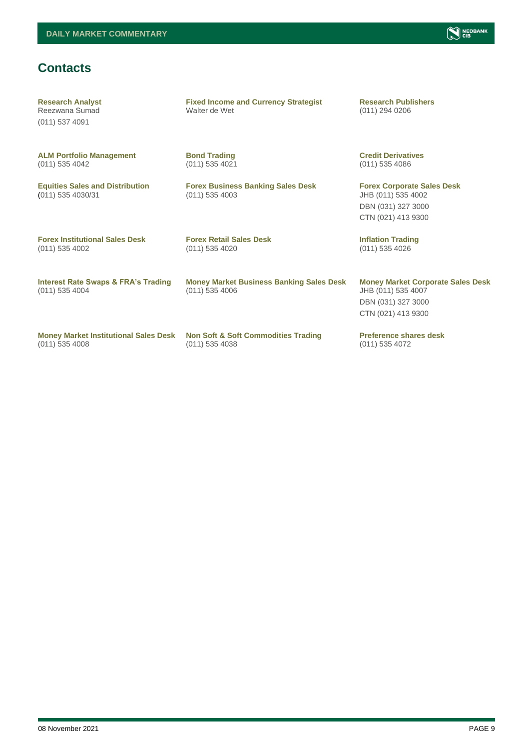## Contacts

**Research Analyst**
Reezwana Sumad
(011) 537 4091

**Fixed Income and Currency Strategist**
Walter de Wet

**Research Publishers**
(011) 294 0206

**ALM Portfolio Management**
(011) 535 4042

**Bond Trading**
(011) 535 4021

**Credit Derivatives**
(011) 535 4086

**Equities Sales and Distribution**
(011) 535 4030/31

**Forex Business Banking Sales Desk**
(011) 535 4003

**Forex Corporate Sales Desk**
JHB (011) 535 4002
DBN (031) 327 3000
CTN (021) 413 9300

**Forex Institutional Sales Desk**
(011) 535 4002

**Forex Retail Sales Desk**
(011) 535 4020

**Inflation Trading**
(011) 535 4026

**Interest Rate Swaps & FRA's Trading**
(011) 535 4004

**Money Market Business Banking Sales Desk**
(011) 535 4006

**Money Market Corporate Sales Desk**
JHB (011) 535 4007
DBN (031) 327 3000
CTN (021) 413 9300

**Money Market Institutional Sales Desk**
(011) 535 4008

**Non Soft & Soft Commodities Trading**
(011) 535 4038

**Preference shares desk**
(011) 535 4072